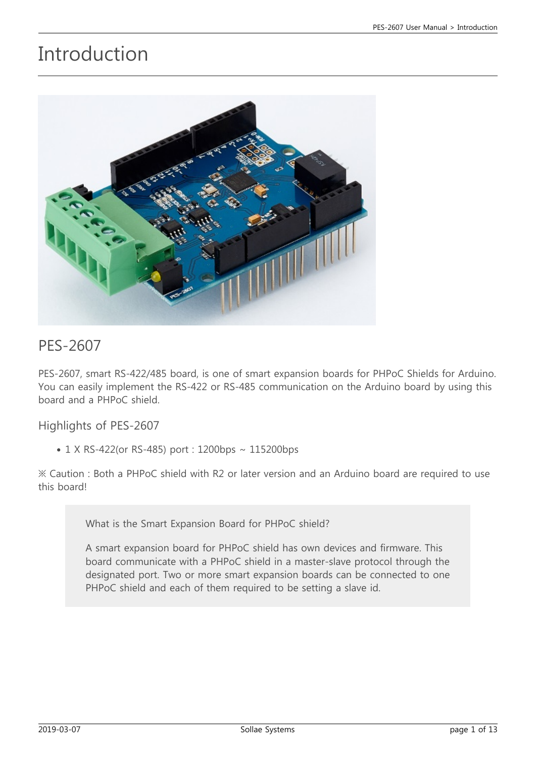# Introduction

## PES-2607

PES-2607, smart RS-422/485 board, is one of smart expansion boards for PHPoC Shields for Arduino. You can easily implement the RS-422 or RS-485 communication on the Arduino board by using this board and a PHPoC shield.

### Highlights of PES-2607

- 1 X RS-422(or RS-485) port : 1200bps ~ 115200bps

※ Caution : Both a PHPoC shield with R2 or later version and an Arduino board are required to use this board!

> What is the Smart Expansion Board for PHPoC shield?
>
> A smart expansion board for PHPoC shield has own devices and firmware. This board communicate with a PHPoC shield in a master-slave protocol through the designated port. Two or more smart expansion boards can be connected to one PHPoC shield and each of them required to be setting a slave id.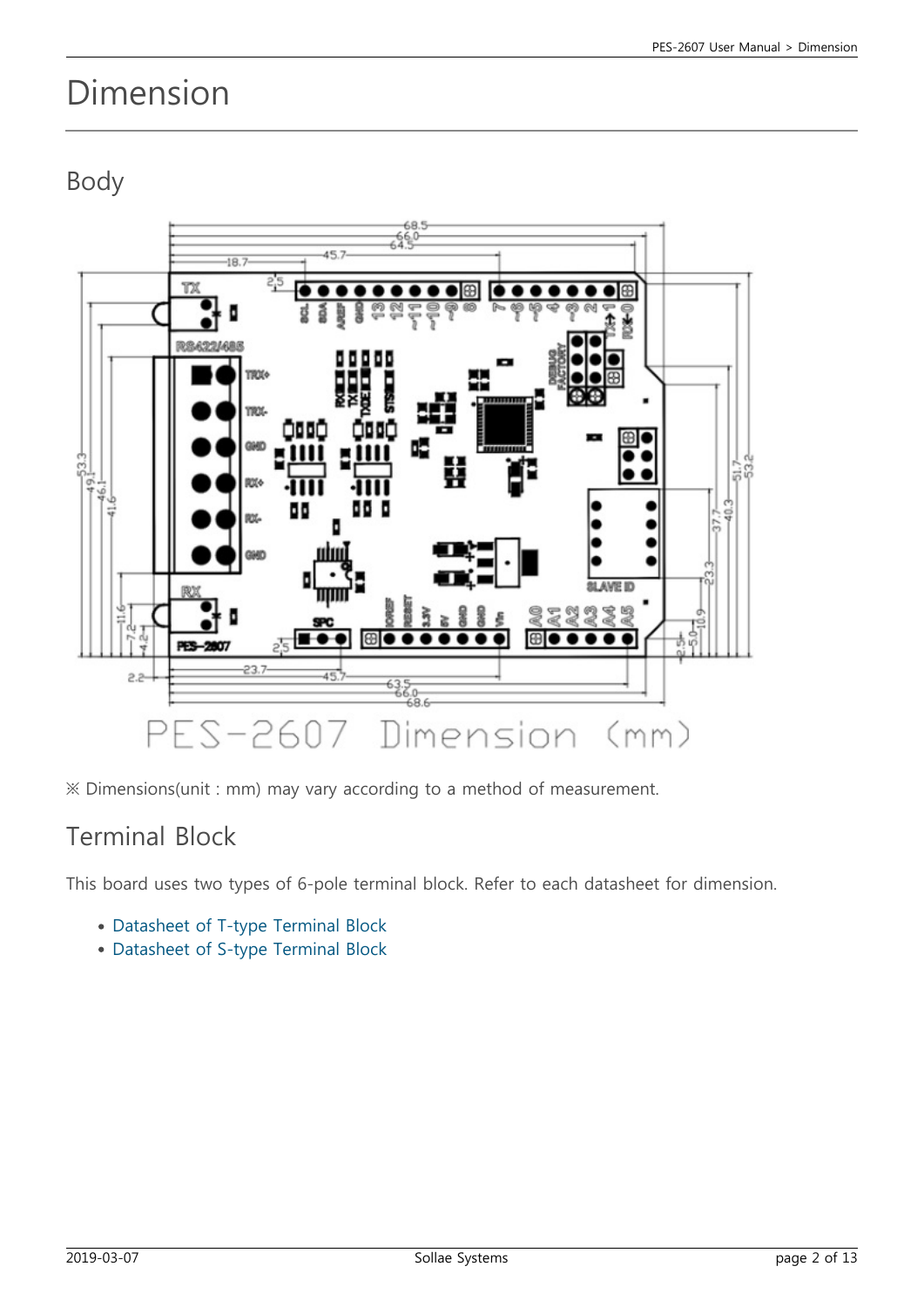# Dimension

## Body

PES-2607 Dimension (mm)

※ Dimensions(unit : mm) may vary according to a method of measurement.

## Terminal Block

This board uses two types of 6-pole terminal block. Refer to each datasheet for dimension.

- Datasheet of T-type Terminal Block
- Datasheet of S-type Terminal Block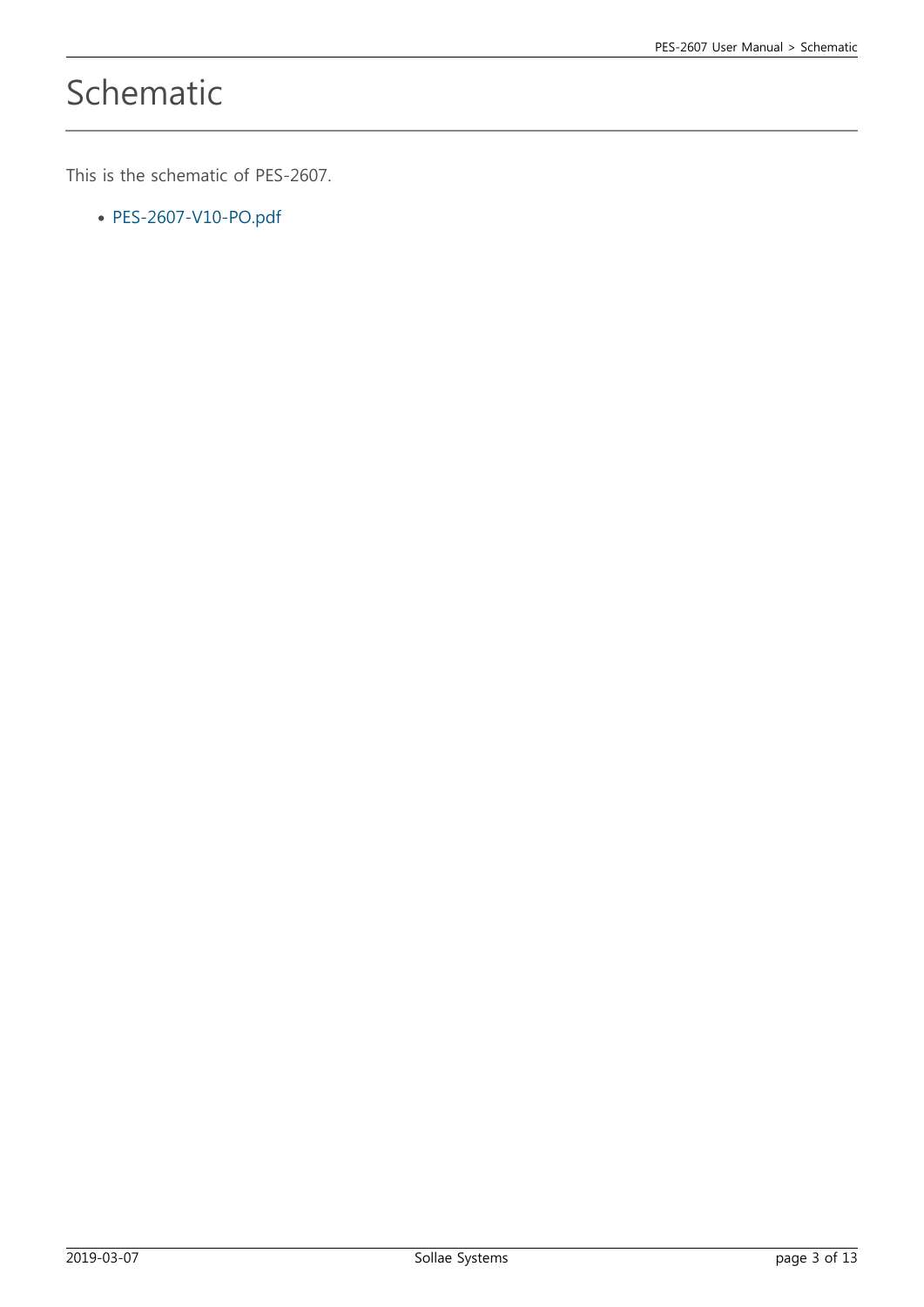# Schematic

This is the schematic of PES-2607.

- PES-2607-V10-PO.pdf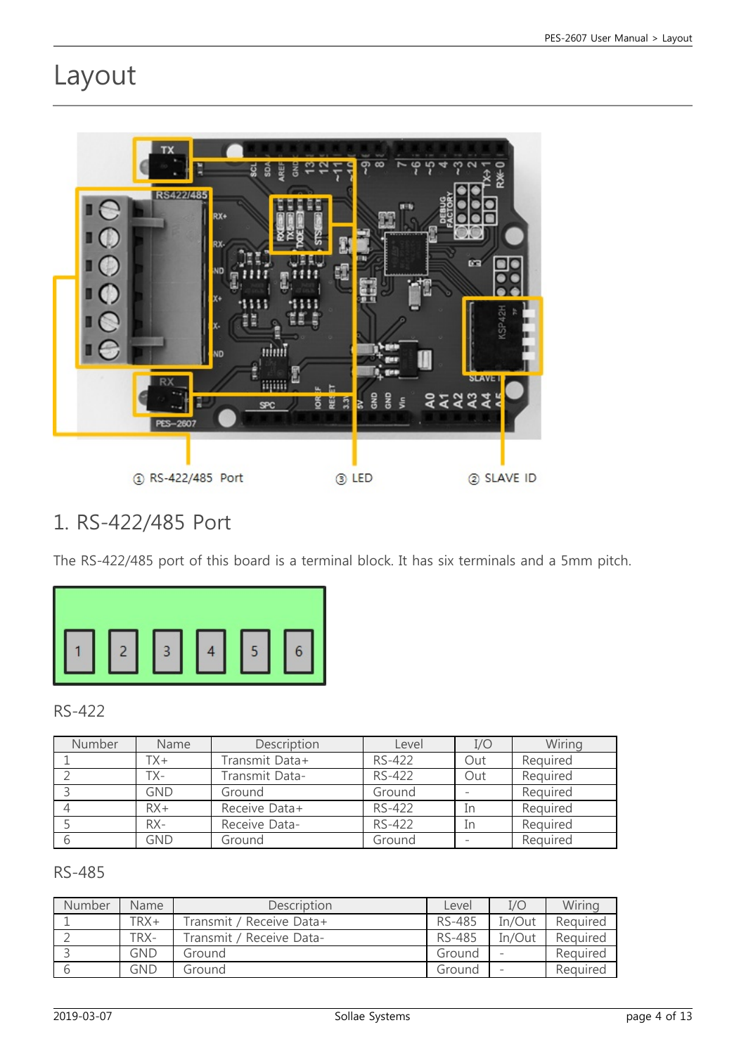# Layout

① RS-422/485 Port ③ LED ② SLAVE ID

## 1. RS-422/485 Port

The RS-422/485 port of this board is a terminal block. It has six terminals and a 5mm pitch.

1 2 3 4 5 6

### RS-422

| Number | Name | Description | Level | I/O | Wiring |
|---|---|---|---|---|---|
| 1 | TX+ | Transmit Data+ | RS-422 | Out | Required |
| 2 | TX- | Transmit Data- | RS-422 | Out | Required |
| 3 | GND | Ground | Ground | - | Required |
| 4 | RX+ | Receive Data+ | RS-422 | In | Required |
| 5 | RX- | Receive Data- | RS-422 | In | Required |
| 6 | GND | Ground | Ground | - | Required |

### RS-485

| Number | Name | Description | Level | I/O | Wiring |
|---|---|---|---|---|---|
| 1 | TRX+ | Transmit / Receive Data+ | RS-485 | In/Out | Required |
| 2 | TRX- | Transmit / Receive Data- | RS-485 | In/Out | Required |
| 3 | GND | Ground | Ground | - | Required |
| 6 | GND | Ground | Ground | - | Required |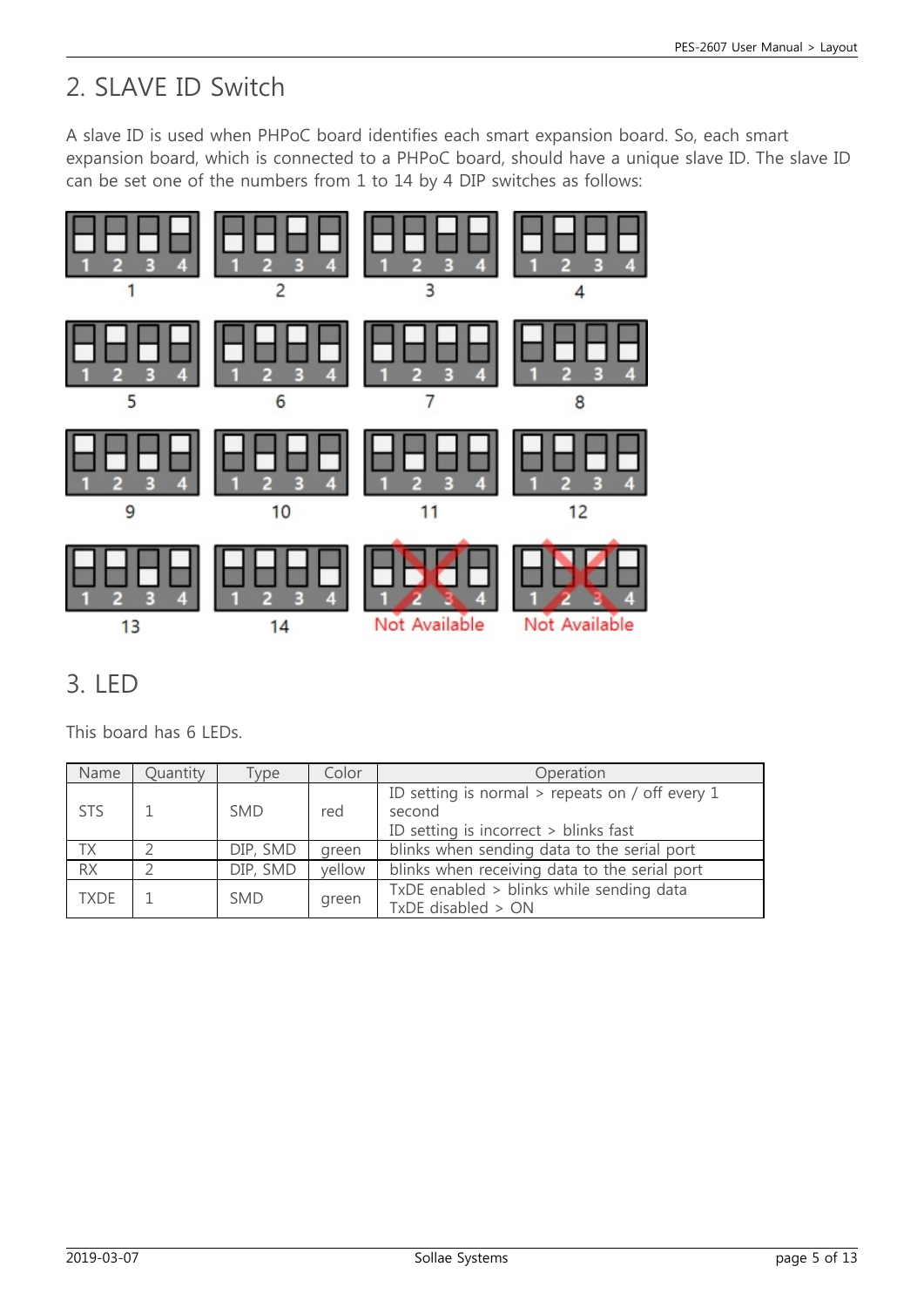## 2. SLAVE ID Switch

A slave ID is used when PHPoC board identifies each smart expansion board. So, each smart expansion board, which is connected to a PHPoC board, should have a unique slave ID. The slave ID can be set one of the numbers from 1 to 14 by 4 DIP switches as follows:

1 2 3 4 — 1 | 1 2 3 4 — 2 | 1 2 3 4 — 3 | 1 2 3 4 — 4

1 2 3 4 — 5 | 1 2 3 4 — 6 | 1 2 3 4 — 7 | 1 2 3 4 — 8

1 2 3 4 — 9 | 1 2 3 4 — 10 | 1 2 3 4 — 11 | 1 2 3 4 — 12

1 2 3 4 — 13 | 1 2 3 4 — 14 | 1 2 3 4 — Not Available | 1 2 3 4 — Not Available

## 3. LED

This board has 6 LEDs.

| Name | Quantity | Type | Color | Operation |
|---|---|---|---|---|
| STS | 1 | SMD | red | ID setting is normal > repeats on / off every 1 second<br>ID setting is incorrect > blinks fast |
| TX | 2 | DIP, SMD | green | blinks when sending data to the serial port |
| RX | 2 | DIP, SMD | yellow | blinks when receiving data to the serial port |
| TXDE | 1 | SMD | green | TxDE enabled > blinks while sending data<br>TxDE disabled > ON |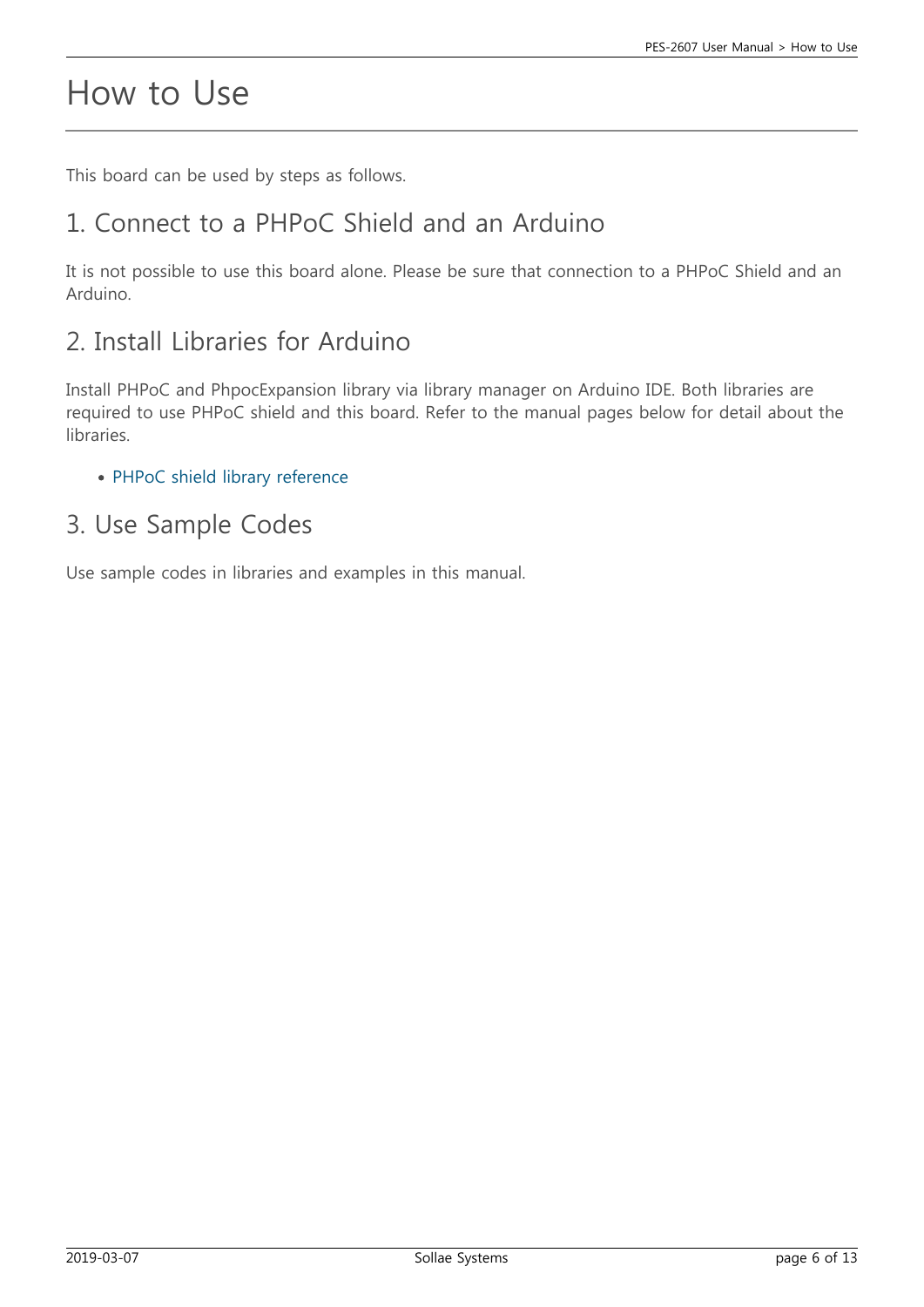# How to Use

This board can be used by steps as follows.

## 1. Connect to a PHPoC Shield and an Arduino

It is not possible to use this board alone. Please be sure that connection to a PHPoC Shield and an Arduino.

## 2. Install Libraries for Arduino

Install PHPoC and PhpocExpansion library via library manager on Arduino IDE. Both libraries are required to use PHPoC shield and this board. Refer to the manual pages below for detail about the libraries.

- PHPoC shield library reference

## 3. Use Sample Codes

Use sample codes in libraries and examples in this manual.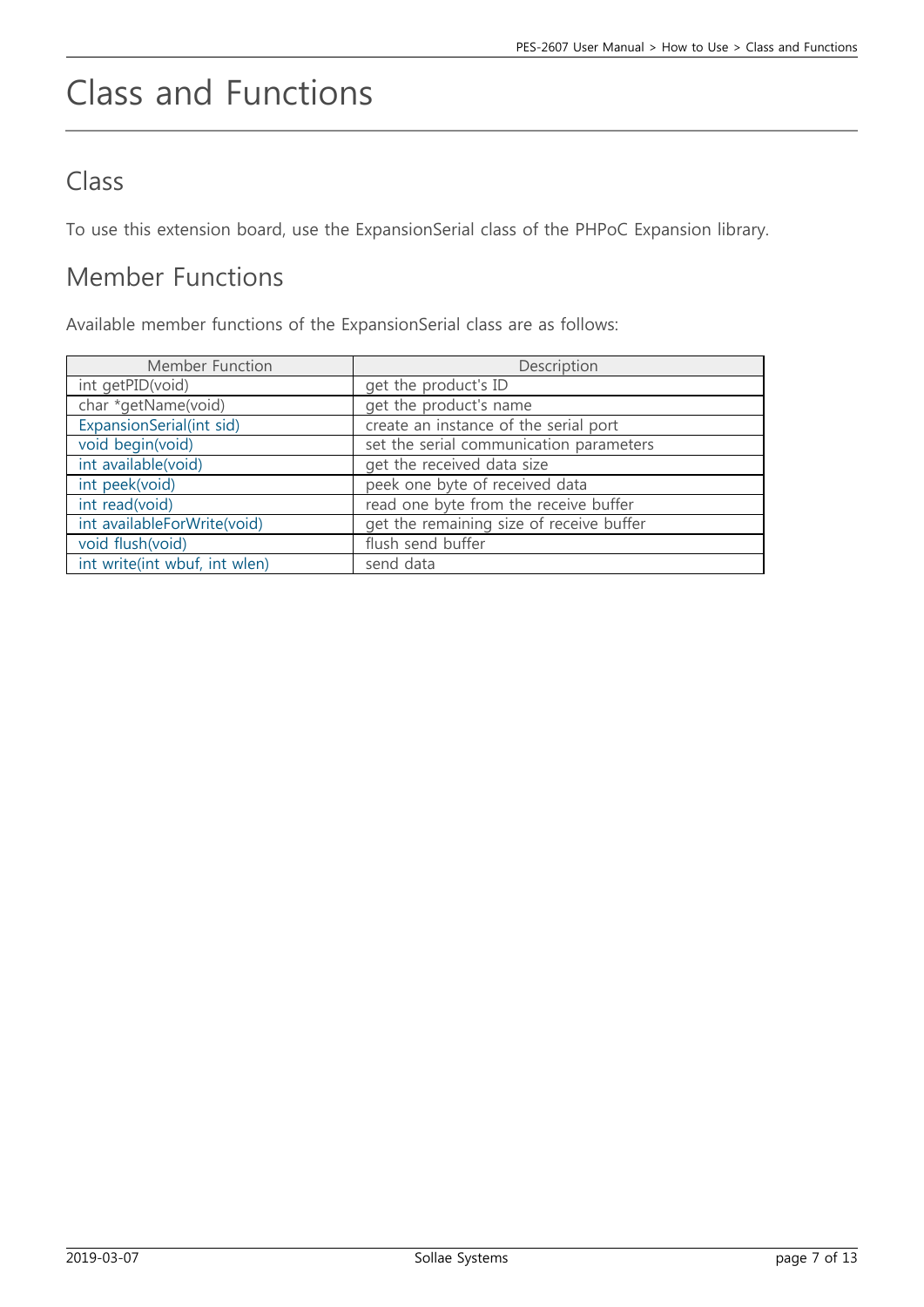# Class and Functions

## Class

To use this extension board, use the ExpansionSerial class of the PHPoC Expansion library.

## Member Functions

Available member functions of the ExpansionSerial class are as follows:

| Member Function | Description |
|---|---|
| int getPID(void) | get the product's ID |
| char *getName(void) | get the product's name |
| ExpansionSerial(int sid) | create an instance of the serial port |
| void begin(void) | set the serial communication parameters |
| int available(void) | get the received data size |
| int peek(void) | peek one byte of received data |
| int read(void) | read one byte from the receive buffer |
| int availableForWrite(void) | get the remaining size of receive buffer |
| void flush(void) | flush send buffer |
| int write(int wbuf, int wlen) | send data |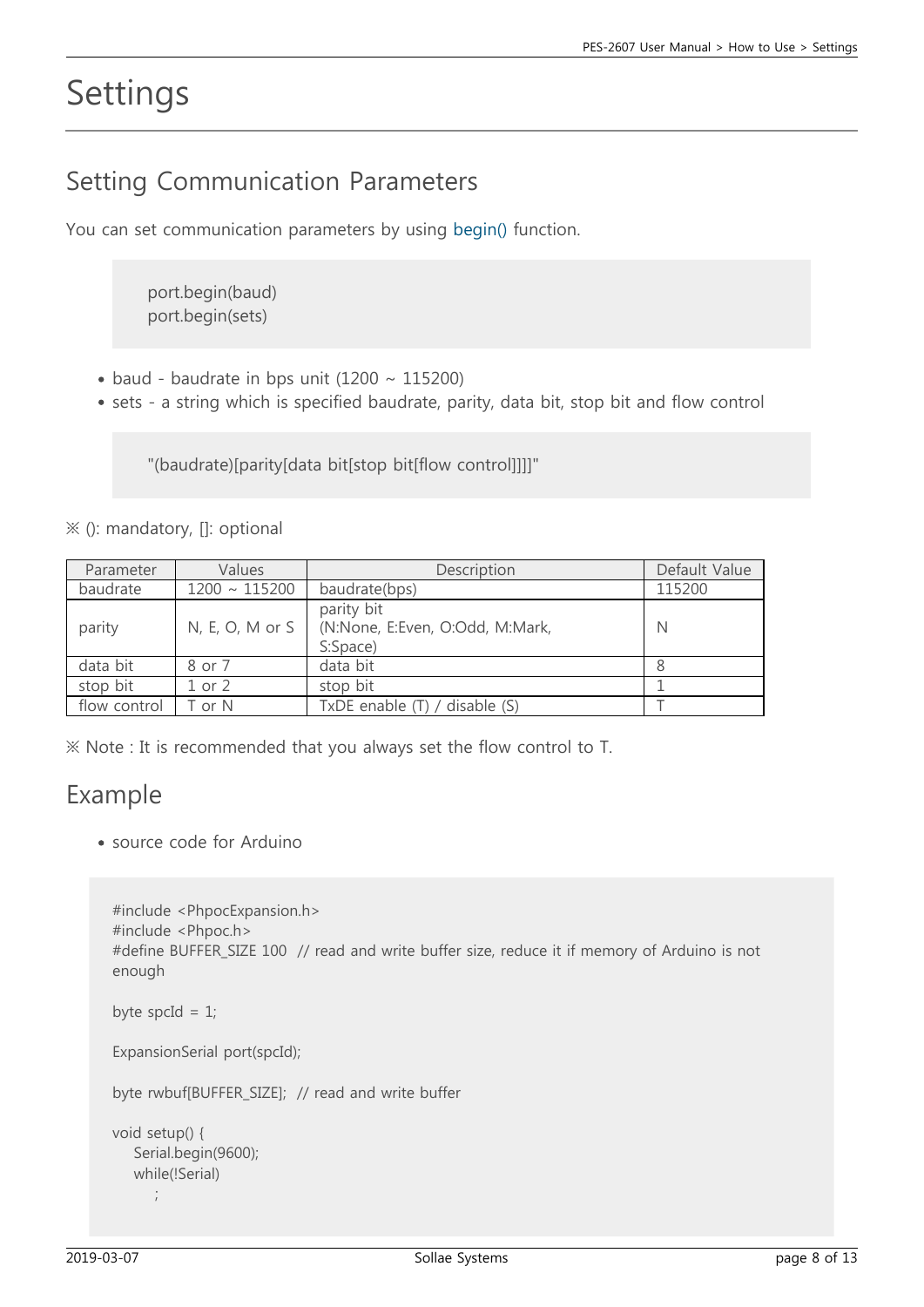# Settings

## Setting Communication Parameters

You can set communication parameters by using begin() function.

```
port.begin(baud)
port.begin(sets)
```

- baud - baudrate in bps unit (1200 ~ 115200)
- sets - a string which is specified baudrate, parity, data bit, stop bit and flow control

```
"(baudrate)[parity[data bit[stop bit[flow control]]]]"
```

※ (): mandatory, []: optional

| Parameter | Values | Description | Default Value |
|---|---|---|---|
| baudrate | 1200 ~ 115200 | baudrate(bps) | 115200 |
| parity | N, E, O, M or S | parity bit (N:None, E:Even, O:Odd, M:Mark, S:Space) | N |
| data bit | 8 or 7 | data bit | 8 |
| stop bit | 1 or 2 | stop bit | 1 |
| flow control | T or N | TxDE enable (T) / disable (S) | T |

※ Note : It is recommended that you always set the flow control to T.

## Example

- source code for Arduino

```
#include <PhpocExpansion.h>
#include <Phpoc.h>
#define BUFFER_SIZE 100  // read and write buffer size, reduce it if memory of Arduino is not enough

byte spcId = 1;

ExpansionSerial port(spcId);

byte rwbuf[BUFFER_SIZE];  // read and write buffer

void setup() {
    Serial.begin(9600);
    while(!Serial)
        ;
```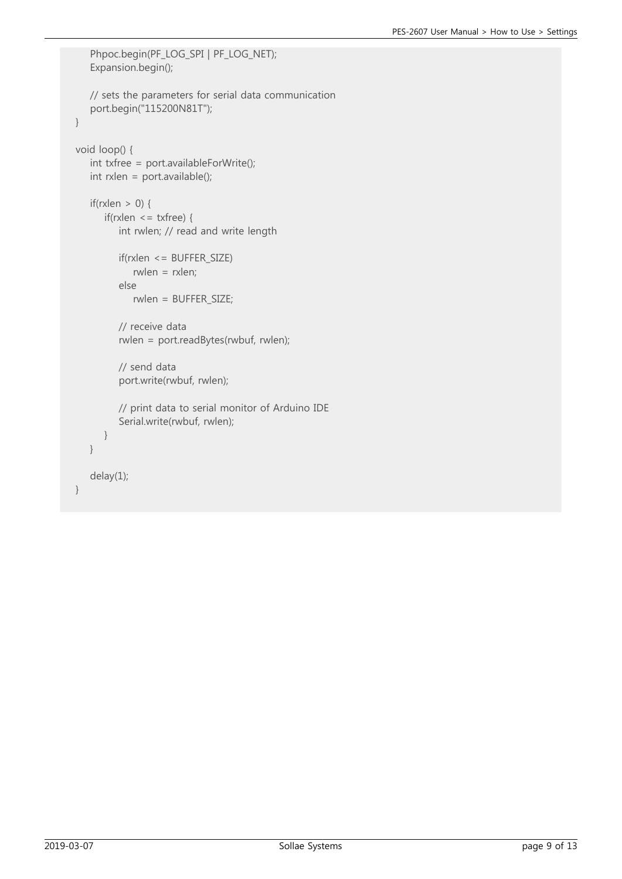```
    Phpoc.begin(PF_LOG_SPI | PF_LOG_NET);
    Expansion.begin();

    // sets the parameters for serial data communication
    port.begin("115200N81T");
}

void loop() {
    int txfree = port.availableForWrite();
    int rxlen = port.available();

    if(rxlen > 0) {
        if(rxlen <= txfree) {
            int rwlen; // read and write length

            if(rxlen <= BUFFER_SIZE)
                rwlen = rxlen;
            else
                rwlen = BUFFER_SIZE;

            // receive data
            rwlen = port.readBytes(rwbuf, rwlen);

            // send data
            port.write(rwbuf, rwlen);

            // print data to serial monitor of Arduino IDE
            Serial.write(rwbuf, rwlen);
        }
    }

    delay(1);
}
```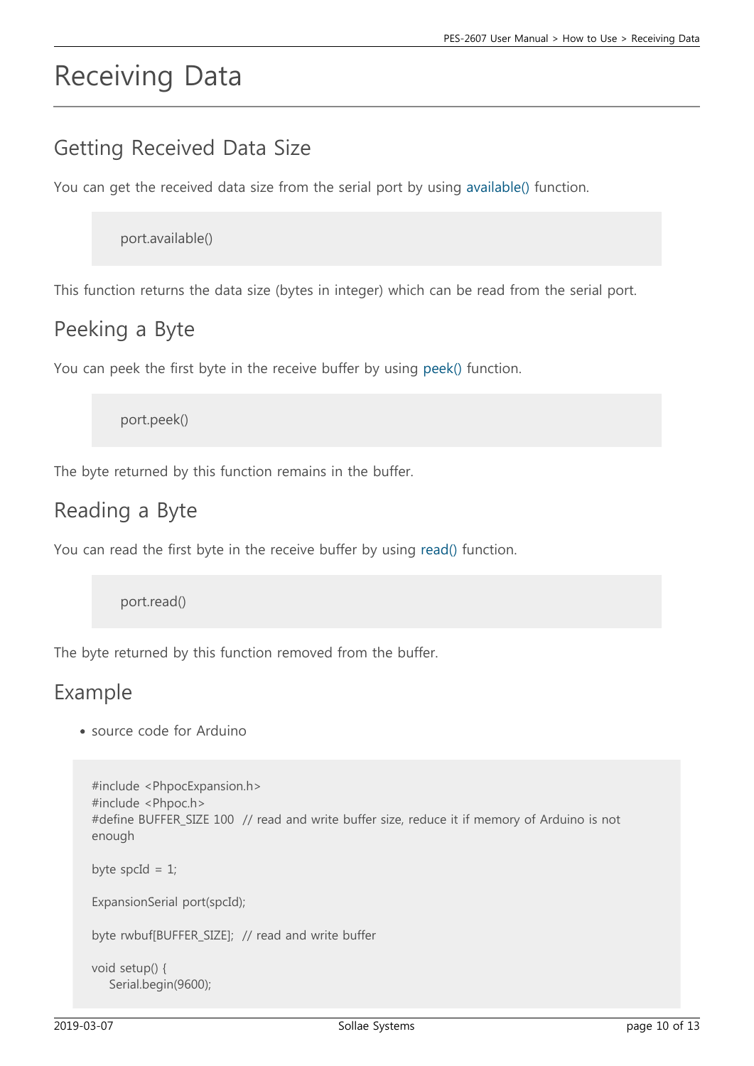# Receiving Data

## Getting Received Data Size

You can get the received data size from the serial port by using available() function.

```
port.available()
```

This function returns the data size (bytes in integer) which can be read from the serial port.

## Peeking a Byte

You can peek the first byte in the receive buffer by using peek() function.

```
port.peek()
```

The byte returned by this function remains in the buffer.

## Reading a Byte

You can read the first byte in the receive buffer by using read() function.

```
port.read()
```

The byte returned by this function removed from the buffer.

## Example

- source code for Arduino

```
#include <PhpocExpansion.h>
#include <Phpoc.h>
#define BUFFER_SIZE 100  // read and write buffer size, reduce it if memory of Arduino is not enough

byte spcId = 1;

ExpansionSerial port(spcId);

byte rwbuf[BUFFER_SIZE];  // read and write buffer

void setup() {
    Serial.begin(9600);
```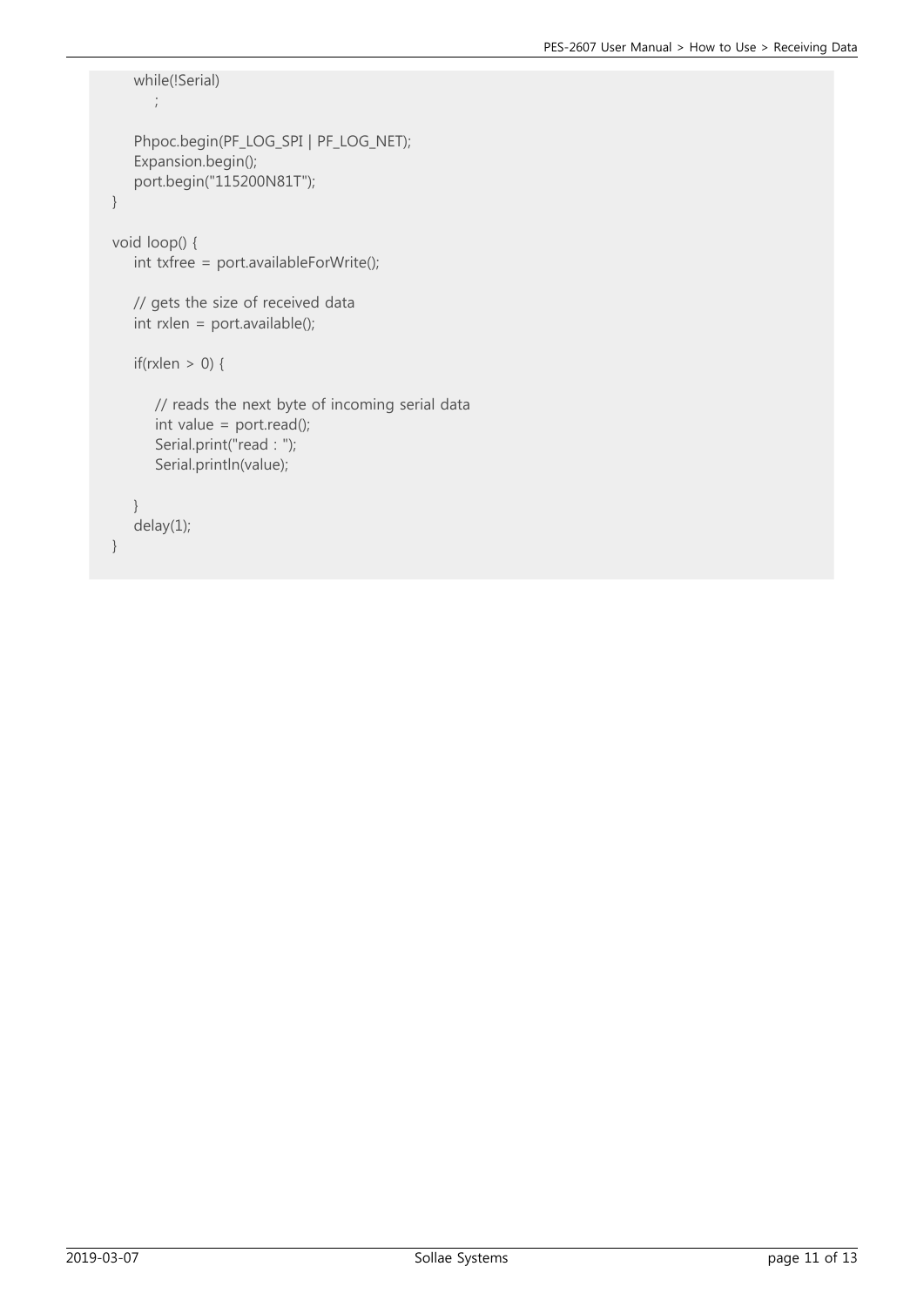```
    while(!Serial)
        ;

    Phpoc.begin(PF_LOG_SPI | PF_LOG_NET);
    Expansion.begin();
    port.begin("115200N81T");
}

void loop() {
    int txfree = port.availableForWrite();

    // gets the size of received data
    int rxlen = port.available();

    if(rxlen > 0) {

        // reads the next byte of incoming serial data
        int value = port.read();
        Serial.print("read : ");
        Serial.println(value);

    }
    delay(1);
}
```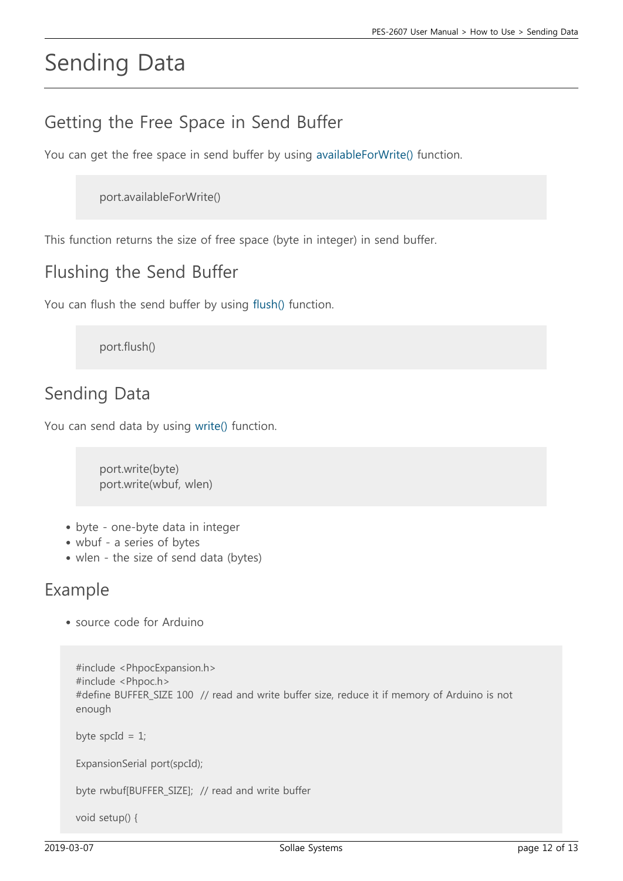# Sending Data

## Getting the Free Space in Send Buffer

You can get the free space in send buffer by using availableForWrite() function.

```
port.availableForWrite()
```

This function returns the size of free space (byte in integer) in send buffer.

## Flushing the Send Buffer

You can flush the send buffer by using flush() function.

```
port.flush()
```

## Sending Data

You can send data by using write() function.

```
port.write(byte)
port.write(wbuf, wlen)
```

- byte - one-byte data in integer
- wbuf - a series of bytes
- wlen - the size of send data (bytes)

## Example

- source code for Arduino

```
#include <PhpocExpansion.h>
#include <Phpoc.h>
#define BUFFER_SIZE 100  // read and write buffer size, reduce it if memory of Arduino is not enough

byte spcId = 1;

ExpansionSerial port(spcId);

byte rwbuf[BUFFER_SIZE];  // read and write buffer

void setup() {
```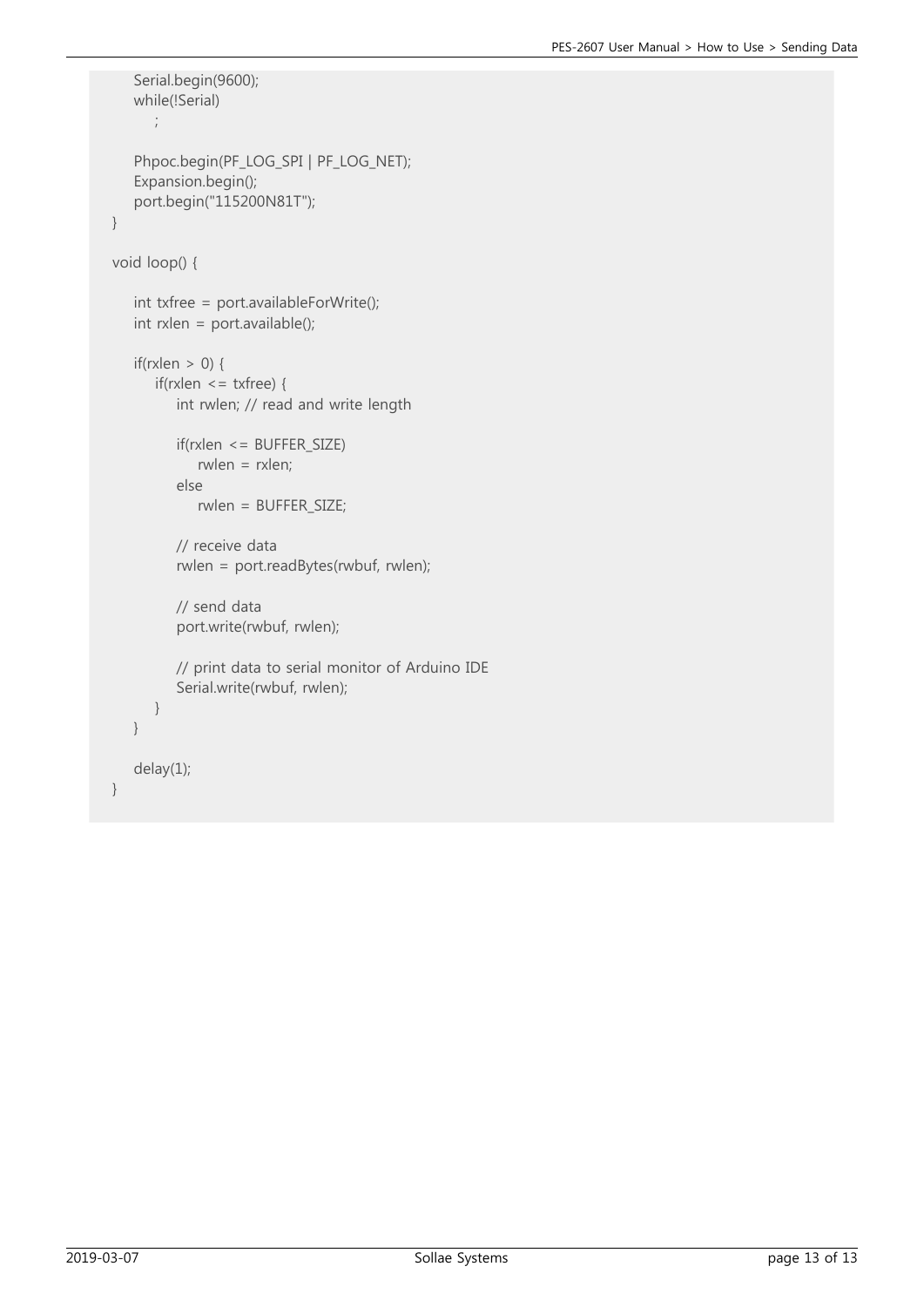```
    Serial.begin(9600);
    while(!Serial)
        ;

    Phpoc.begin(PF_LOG_SPI | PF_LOG_NET);
    Expansion.begin();
    port.begin("115200N81T");
}

void loop() {

    int txfree = port.availableForWrite();
    int rxlen = port.available();

    if(rxlen > 0) {
        if(rxlen <= txfree) {
            int rwlen; // read and write length

            if(rxlen <= BUFFER_SIZE)
                rwlen = rxlen;
            else
                rwlen = BUFFER_SIZE;

            // receive data
            rwlen = port.readBytes(rwbuf, rwlen);

            // send data
            port.write(rwbuf, rwlen);

            // print data to serial monitor of Arduino IDE
            Serial.write(rwbuf, rwlen);
        }
    }

    delay(1);
}
```